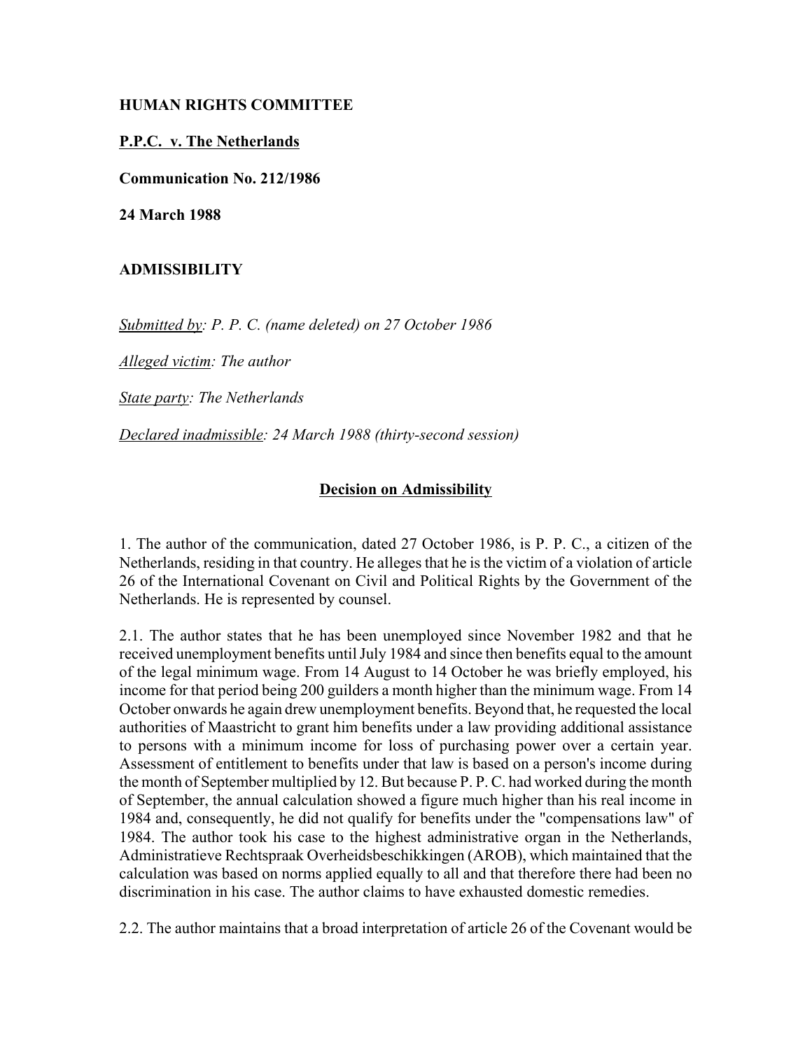**HUMAN RIGHTS COMMITTEE**

**P.P.C. v. The Netherlands**

**Communication No. 212/1986**

**24 March 1988**

**ADMISSIBILITY**

*Submitted by: P. P. C. (name deleted) on 27 October 1986*

*Alleged victim: The author*

*State party: The Netherlands*

*Declared inadmissible: 24 March 1988 (thirty-second session)*

**Decision on Admissibility**

1. The author of the communication, dated 27 October 1986, is P. P. C., a citizen of the Netherlands, residing in that country. He alleges that he is the victim of a violation of article 26 of the International Covenant on Civil and Political Rights by the Government of the Netherlands. He is represented by counsel.

2.1. The author states that he has been unemployed since November 1982 and that he received unemployment benefits until July 1984 and since then benefits equal to the amount of the legal minimum wage. From 14 August to 14 October he was briefly employed, his income for that period being 200 guilders a month higher than the minimum wage. From 14 October onwards he again drew unemployment benefits. Beyond that, he requested the local authorities of Maastricht to grant him benefits under a law providing additional assistance to persons with a minimum income for loss of purchasing power over a certain year. Assessment of entitlement to benefits under that law is based on a person's income during the month of September multiplied by 12. But because P. P. C. had worked during the month of September, the annual calculation showed a figure much higher than his real income in 1984 and, consequently, he did not qualify for benefits under the "compensations law" of 1984. The author took his case to the highest administrative organ in the Netherlands, Administratieve Rechtspraak Overheidsbeschikkingen (AROB), which maintained that the calculation was based on norms applied equally to all and that therefore there had been no discrimination in his case. The author claims to have exhausted domestic remedies.

2.2. The author maintains that a broad interpretation of article 26 of the Covenant would be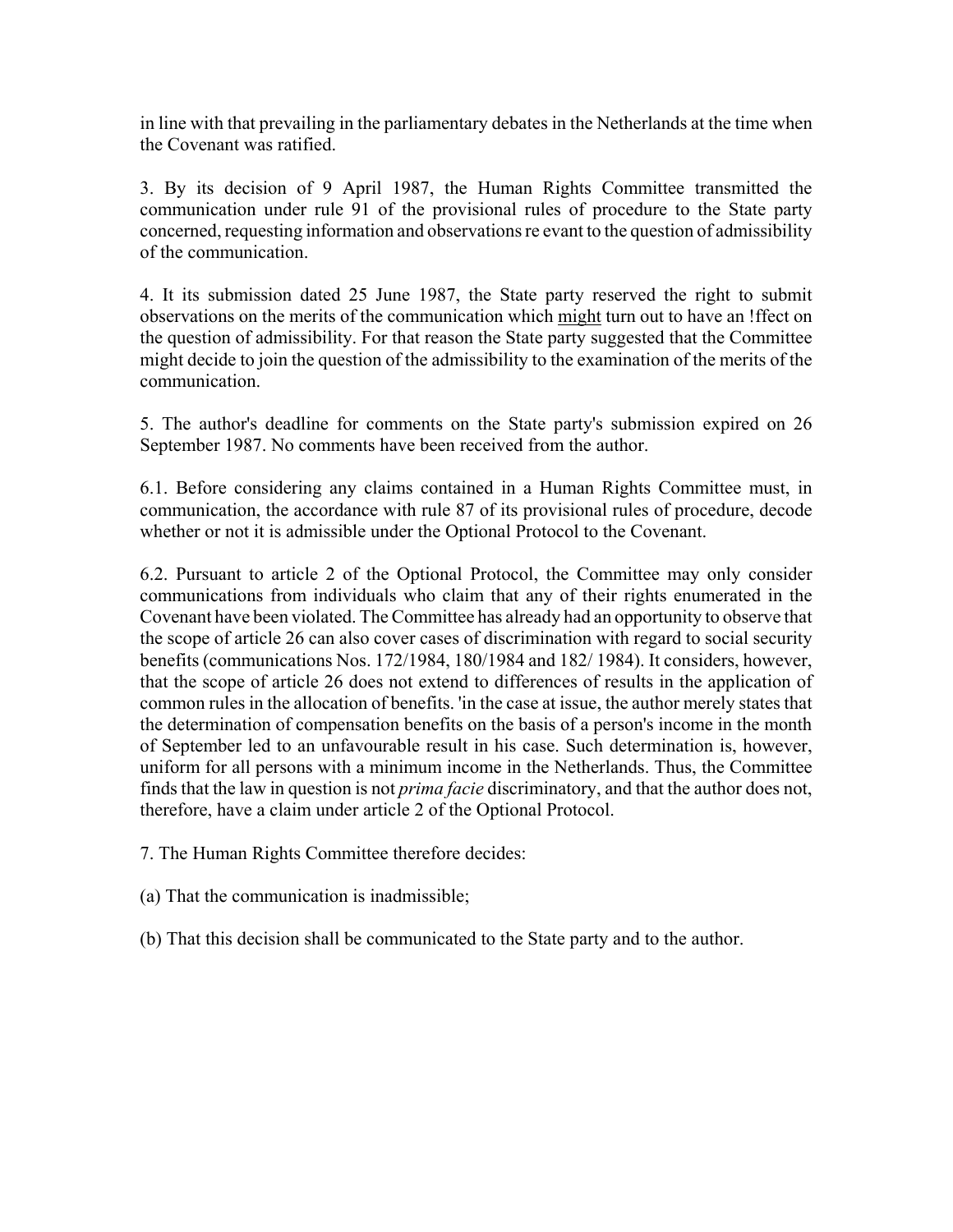in line with that prevailing in the parliamentary debates in the Netherlands at the time when the Covenant was ratified.

3. By its decision of 9 April 1987, the Human Rights Committee transmitted the communication under rule 91 of the provisional rules of procedure to the State party concerned, requesting information and observations re evant to the question of admissibility of the communication.

4. It its submission dated 25 June 1987, the State party reserved the right to submit observations on the merits of the communication which <u>might</u> turn out to have an !ffect on the question of admissibility. For that reason the State party suggested that the Committee might decide to join the question of the admissibility to the examination of the merits of the communication.

5. The author's deadline for comments on the State party's submission expired on 26 September 1987. No comments have been received from the author.

6.1. Before considering any claims contained in a Human Rights Committee must, in communication, the accordance with rule 87 of its provisional rules of procedure, decode whether or not it is admissible under the Optional Protocol to the Covenant.

6.2. Pursuant to article 2 of the Optional Protocol, the Committee may only consider communications from individuals who claim that any of their rights enumerated in the Covenant have been violated. The Committee has already had an opportunity to observe that the scope of article 26 can also cover cases of discrimination with regard to social security benefits (communications Nos. 172/1984, 180/1984 and 182/ 1984). It considers, however, that the scope of article 26 does not extend to differences of results in the application of common rules in the allocation of benefits. 'in the case at issue, the author merely states that the determination of compensation benefits on the basis of a person's income in the month of September led to an unfavourable result in his case. Such determination is, however, uniform for all persons with a minimum income in the Netherlands. Thus, the Committee finds that the law in question is not *prima facie* discriminatory, and that the author does not, therefore, have a claim under article 2 of the Optional Protocol.

7. The Human Rights Committee therefore decides:

(a) That the communication is inadmissible;

(b) That this decision shall be communicated to the State party and to the author.